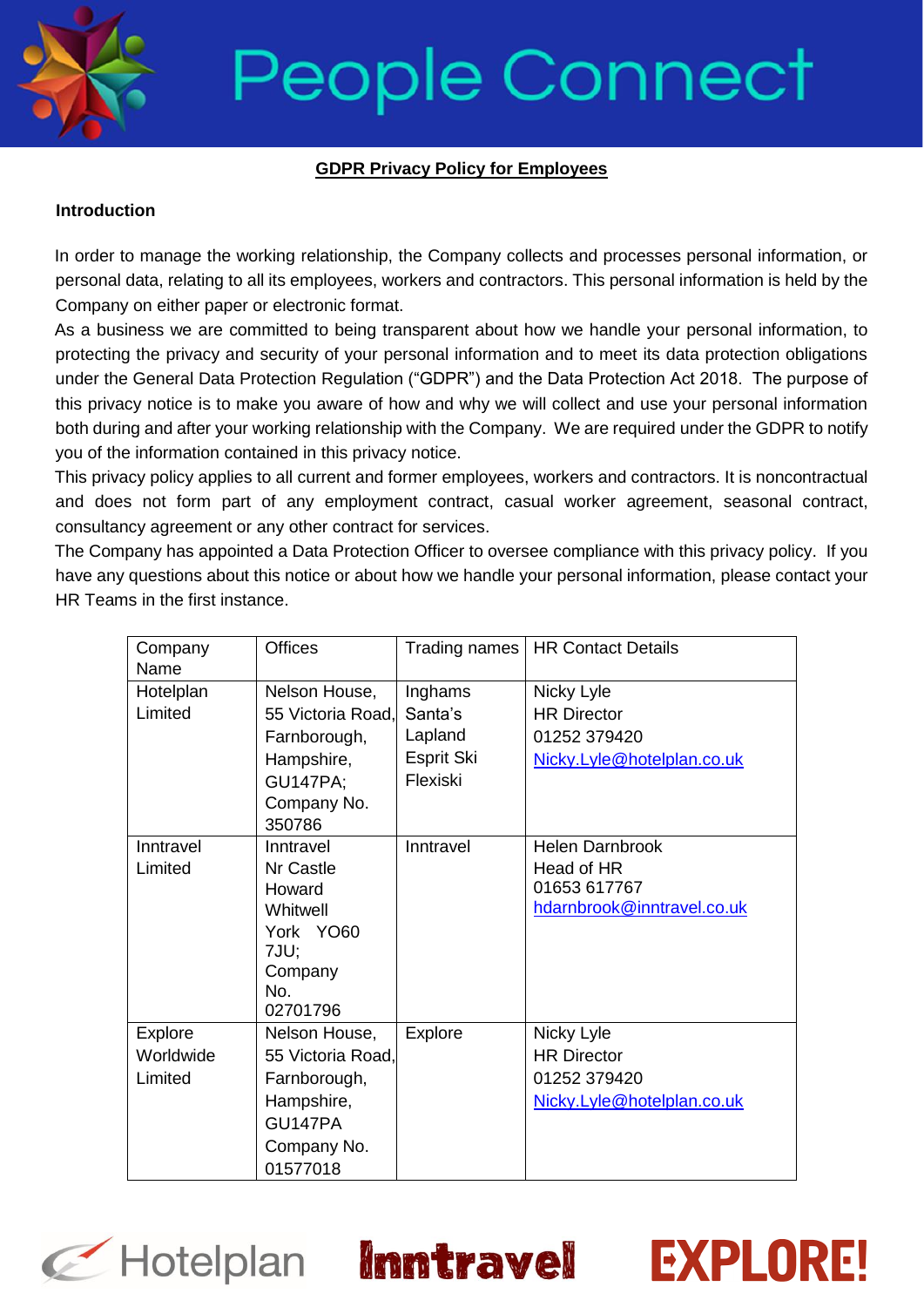# People Connect

**GDPR Privacy Policy for Employees**

## Introduction

In order to manage the working relationship, the Company collects and processes personal information, or personal data, relating to all its employees, workers and contractors. This personal information is held by the Company on either paper or electronic format.

As a business we are committed to being transparent about how we handle your personal information, to protecting the privacy and security of your personal information and to meet its data protection obligations under the General Data Protection Regulation ("GDPR") and the Data Protection Act 2018. The purpose of this privacy notice is to make you aware of how and why we will collect and use your personal information both during and after your working relationship with the Company. We are required under the GDPR to notify you of the information contained in this privacy notice.

This privacy policy applies to all current and former employees, workers and contractors. It is noncontractual and does not form part of any employment contract, casual worker agreement, seasonal contract, consultancy agreement or any other contract for services.

The Company has appointed a Data Protection Officer to oversee compliance with this privacy policy. If you have any questions about this notice or about how we handle your personal information, please contact your HR Teams in the first instance.

| Company Name | Offices | Trading names | HR Contact Details |
|---|---|---|---|
| Hotelplan Limited | Nelson House, 55 Victoria Road, Farnborough, Hampshire, GU147PA; Company No. 350786 | Inghams<br>Santa's Lapland<br>Esprit Ski<br>Flexiski | Nicky Lyle<br>HR Director<br>01252 379420<br>Nicky.Lyle@hotelplan.co.uk |
| Inntravel Limited | Inntravel Nr Castle Howard Whitwell York YO60 7JU; Company No. 02701796 | Inntravel | Helen Darnbrook<br>Head of HR<br>01653 617767<br>hdarnbrook@inntravel.co.uk |
| Explore Worldwide Limited | Nelson House, 55 Victoria Road, Farnborough, Hampshire, GU147PA Company No. 01577018 | Explore | Nicky Lyle<br>HR Director<br>01252 379420<br>Nicky.Lyle@hotelplan.co.uk |

Hotelplan Inntravel EXPLORE!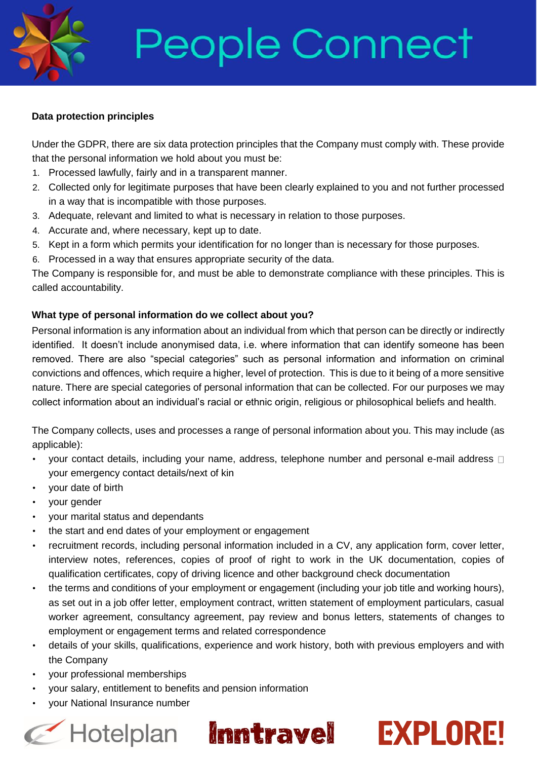**Data protection principles**

Under the GDPR, there are six data protection principles that the Company must comply with. These provide that the personal information we hold about you must be:

1. Processed lawfully, fairly and in a transparent manner.
2. Collected only for legitimate purposes that have been clearly explained to you and not further processed in a way that is incompatible with those purposes.
3. Adequate, relevant and limited to what is necessary in relation to those purposes.
4. Accurate and, where necessary, kept up to date.
5. Kept in a form which permits your identification for no longer than is necessary for those purposes.
6. Processed in a way that ensures appropriate security of the data.

The Company is responsible for, and must be able to demonstrate compliance with these principles. This is called accountability.

**What type of personal information do we collect about you?**

Personal information is any information about an individual from which that person can be directly or indirectly identified. It doesn't include anonymised data, i.e. where information that can identify someone has been removed. There are also "special categories" such as personal information and information on criminal convictions and offences, which require a higher, level of protection. This is due to it being of a more sensitive nature. There are special categories of personal information that can be collected. For our purposes we may collect information about an individual's racial or ethnic origin, religious or philosophical beliefs and health.

The Company collects, uses and processes a range of personal information about you. This may include (as applicable):

- your contact details, including your name, address, telephone number and personal e-mail address  your emergency contact details/next of kin
- your date of birth
- your gender
- your marital status and dependants
- the start and end dates of your employment or engagement
- recruitment records, including personal information included in a CV, any application form, cover letter, interview notes, references, copies of proof of right to work in the UK documentation, copies of qualification certificates, copy of driving licence and other background check documentation
- the terms and conditions of your employment or engagement (including your job title and working hours), as set out in a job offer letter, employment contract, written statement of employment particulars, casual worker agreement, consultancy agreement, pay review and bonus letters, statements of changes to employment or engagement terms and related correspondence
- details of your skills, qualifications, experience and work history, both with previous employers and with the Company
- your professional memberships
- your salary, entitlement to benefits and pension information
- your National Insurance number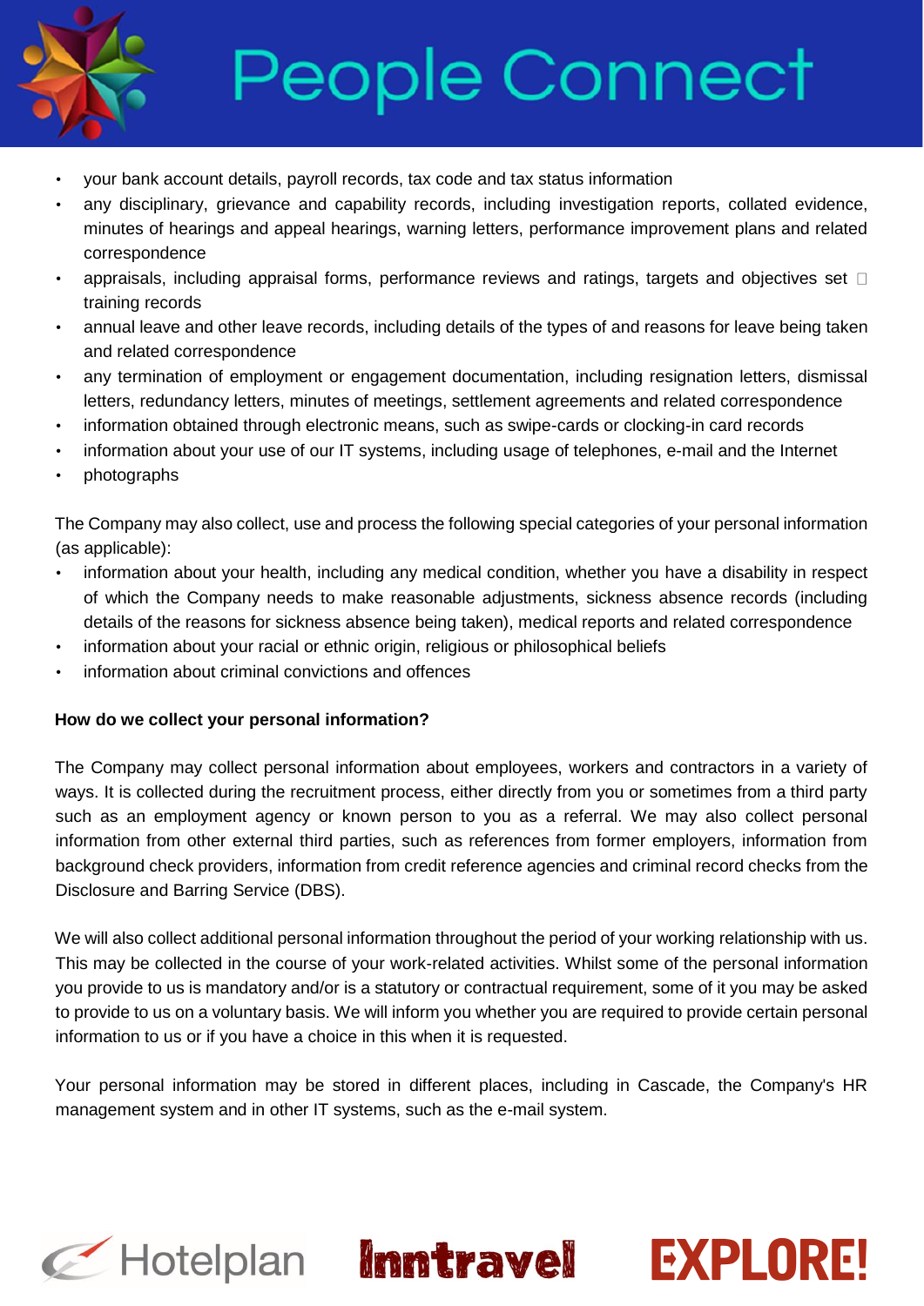- your bank account details, payroll records, tax code and tax status information
- any disciplinary, grievance and capability records, including investigation reports, collated evidence, minutes of hearings and appeal hearings, warning letters, performance improvement plans and related correspondence
- appraisals, including appraisal forms, performance reviews and ratings, targets and objectives set  training records
- annual leave and other leave records, including details of the types of and reasons for leave being taken and related correspondence
- any termination of employment or engagement documentation, including resignation letters, dismissal letters, redundancy letters, minutes of meetings, settlement agreements and related correspondence
- information obtained through electronic means, such as swipe-cards or clocking-in card records
- information about your use of our IT systems, including usage of telephones, e-mail and the Internet
- photographs

The Company may also collect, use and process the following special categories of your personal information (as applicable):

- information about your health, including any medical condition, whether you have a disability in respect of which the Company needs to make reasonable adjustments, sickness absence records (including details of the reasons for sickness absence being taken), medical reports and related correspondence
- information about your racial or ethnic origin, religious or philosophical beliefs
- information about criminal convictions and offences

**How do we collect your personal information?**

The Company may collect personal information about employees, workers and contractors in a variety of ways. It is collected during the recruitment process, either directly from you or sometimes from a third party such as an employment agency or known person to you as a referral. We may also collect personal information from other external third parties, such as references from former employers, information from background check providers, information from credit reference agencies and criminal record checks from the Disclosure and Barring Service (DBS).

We will also collect additional personal information throughout the period of your working relationship with us. This may be collected in the course of your work-related activities. Whilst some of the personal information you provide to us is mandatory and/or is a statutory or contractual requirement, some of it you may be asked to provide to us on a voluntary basis. We will inform you whether you are required to provide certain personal information to us or if you have a choice in this when it is requested.

Your personal information may be stored in different places, including in Cascade, the Company's HR management system and in other IT systems, such as the e-mail system.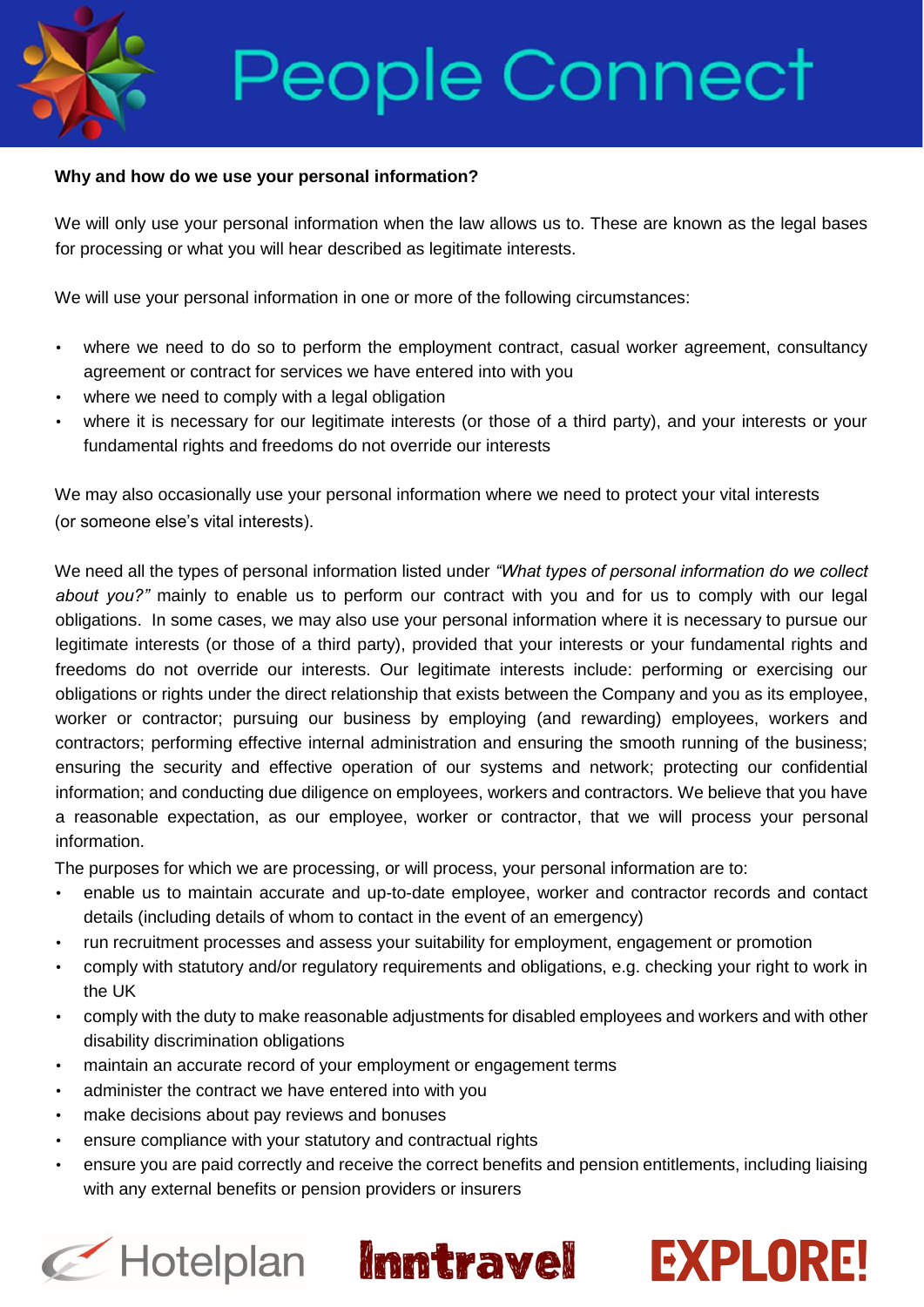**Why and how do we use your personal information?**

We will only use your personal information when the law allows us to. These are known as the legal bases for processing or what you will hear described as legitimate interests.

We will use your personal information in one or more of the following circumstances:

- where we need to do so to perform the employment contract, casual worker agreement, consultancy agreement or contract for services we have entered into with you
- where we need to comply with a legal obligation
- where it is necessary for our legitimate interests (or those of a third party), and your interests or your fundamental rights and freedoms do not override our interests

We may also occasionally use your personal information where we need to protect your vital interests (or someone else's vital interests).

We need all the types of personal information listed under *"What types of personal information do we collect about you?"* mainly to enable us to perform our contract with you and for us to comply with our legal obligations. In some cases, we may also use your personal information where it is necessary to pursue our legitimate interests (or those of a third party), provided that your interests or your fundamental rights and freedoms do not override our interests. Our legitimate interests include: performing or exercising our obligations or rights under the direct relationship that exists between the Company and you as its employee, worker or contractor; pursuing our business by employing (and rewarding) employees, workers and contractors; performing effective internal administration and ensuring the smooth running of the business; ensuring the security and effective operation of our systems and network; protecting our confidential information; and conducting due diligence on employees, workers and contractors. We believe that you have a reasonable expectation, as our employee, worker or contractor, that we will process your personal information.

The purposes for which we are processing, or will process, your personal information are to:

- enable us to maintain accurate and up-to-date employee, worker and contractor records and contact details (including details of whom to contact in the event of an emergency)
- run recruitment processes and assess your suitability for employment, engagement or promotion
- comply with statutory and/or regulatory requirements and obligations, e.g. checking your right to work in the UK
- comply with the duty to make reasonable adjustments for disabled employees and workers and with other disability discrimination obligations
- maintain an accurate record of your employment or engagement terms
- administer the contract we have entered into with you
- make decisions about pay reviews and bonuses
- ensure compliance with your statutory and contractual rights
- ensure you are paid correctly and receive the correct benefits and pension entitlements, including liaising with any external benefits or pension providers or insurers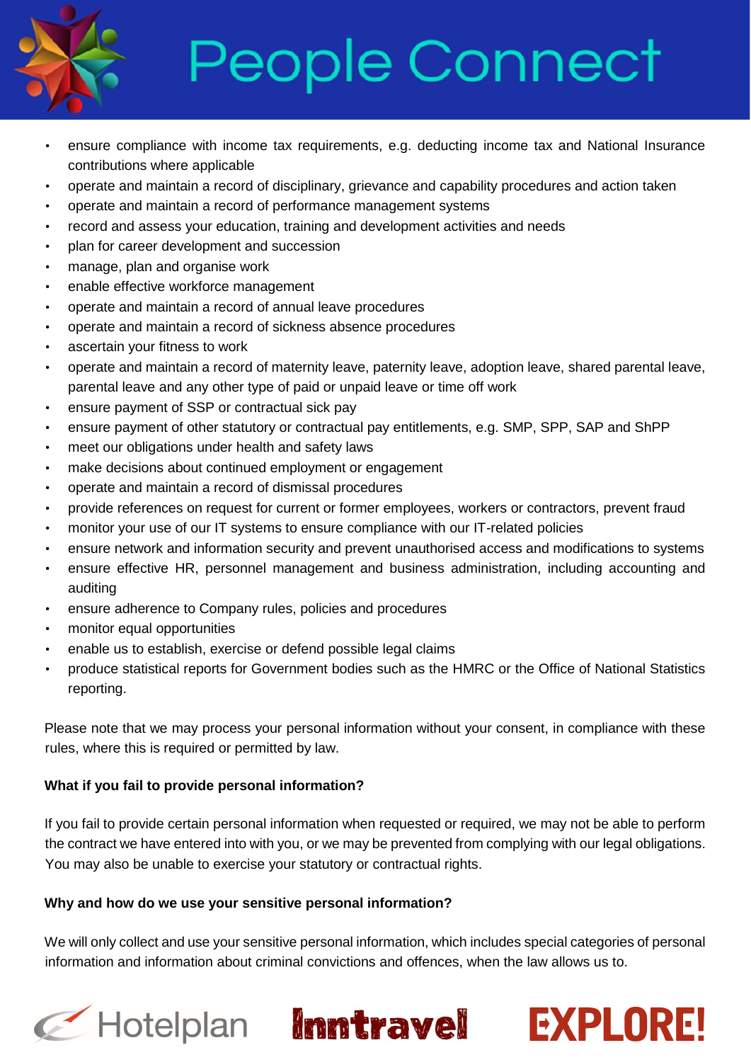- ensure compliance with income tax requirements, e.g. deducting income tax and National Insurance contributions where applicable
- operate and maintain a record of disciplinary, grievance and capability procedures and action taken
- operate and maintain a record of performance management systems
- record and assess your education, training and development activities and needs
- plan for career development and succession
- manage, plan and organise work
- enable effective workforce management
- operate and maintain a record of annual leave procedures
- operate and maintain a record of sickness absence procedures
- ascertain your fitness to work
- operate and maintain a record of maternity leave, paternity leave, adoption leave, shared parental leave, parental leave and any other type of paid or unpaid leave or time off work
- ensure payment of SSP or contractual sick pay
- ensure payment of other statutory or contractual pay entitlements, e.g. SMP, SPP, SAP and ShPP
- meet our obligations under health and safety laws
- make decisions about continued employment or engagement
- operate and maintain a record of dismissal procedures
- provide references on request for current or former employees, workers or contractors, prevent fraud
- monitor your use of our IT systems to ensure compliance with our IT-related policies
- ensure network and information security and prevent unauthorised access and modifications to systems
- ensure effective HR, personnel management and business administration, including accounting and auditing
- ensure adherence to Company rules, policies and procedures
- monitor equal opportunities
- enable us to establish, exercise or defend possible legal claims
- produce statistical reports for Government bodies such as the HMRC or the Office of National Statistics reporting.

Please note that we may process your personal information without your consent, in compliance with these rules, where this is required or permitted by law.

**What if you fail to provide personal information?**

If you fail to provide certain personal information when requested or required, we may not be able to perform the contract we have entered into with you, or we may be prevented from complying with our legal obligations. You may also be unable to exercise your statutory or contractual rights.

**Why and how do we use your sensitive personal information?**

We will only collect and use your sensitive personal information, which includes special categories of personal information and information about criminal convictions and offences, when the law allows us to.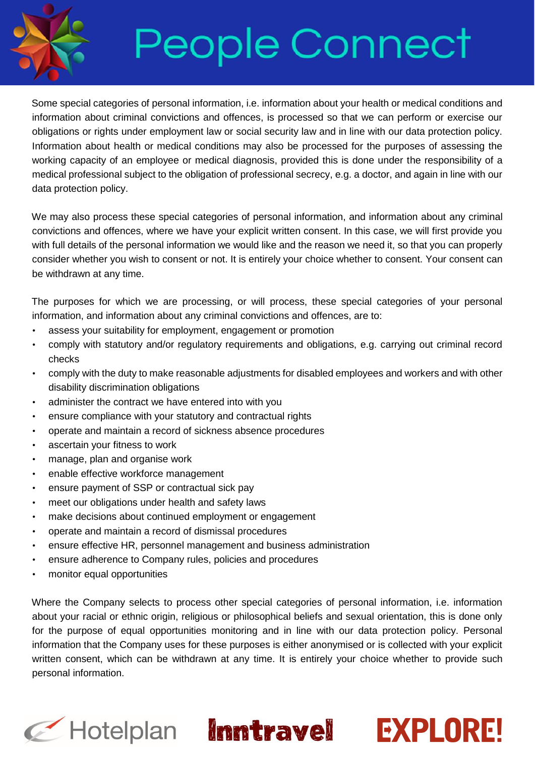Some special categories of personal information, i.e. information about your health or medical conditions and information about criminal convictions and offences, is processed so that we can perform or exercise our obligations or rights under employment law or social security law and in line with our data protection policy. Information about health or medical conditions may also be processed for the purposes of assessing the working capacity of an employee or medical diagnosis, provided this is done under the responsibility of a medical professional subject to the obligation of professional secrecy, e.g. a doctor, and again in line with our data protection policy.

We may also process these special categories of personal information, and information about any criminal convictions and offences, where we have your explicit written consent. In this case, we will first provide you with full details of the personal information we would like and the reason we need it, so that you can properly consider whether you wish to consent or not. It is entirely your choice whether to consent. Your consent can be withdrawn at any time.

The purposes for which we are processing, or will process, these special categories of your personal information, and information about any criminal convictions and offences, are to:

- assess your suitability for employment, engagement or promotion
- comply with statutory and/or regulatory requirements and obligations, e.g. carrying out criminal record checks
- comply with the duty to make reasonable adjustments for disabled employees and workers and with other disability discrimination obligations
- administer the contract we have entered into with you
- ensure compliance with your statutory and contractual rights
- operate and maintain a record of sickness absence procedures
- ascertain your fitness to work
- manage, plan and organise work
- enable effective workforce management
- ensure payment of SSP or contractual sick pay
- meet our obligations under health and safety laws
- make decisions about continued employment or engagement
- operate and maintain a record of dismissal procedures
- ensure effective HR, personnel management and business administration
- ensure adherence to Company rules, policies and procedures
- monitor equal opportunities

Where the Company selects to process other special categories of personal information, i.e. information about your racial or ethnic origin, religious or philosophical beliefs and sexual orientation, this is done only for the purpose of equal opportunities monitoring and in line with our data protection policy. Personal information that the Company uses for these purposes is either anonymised or is collected with your explicit written consent, which can be withdrawn at any time. It is entirely your choice whether to provide such personal information.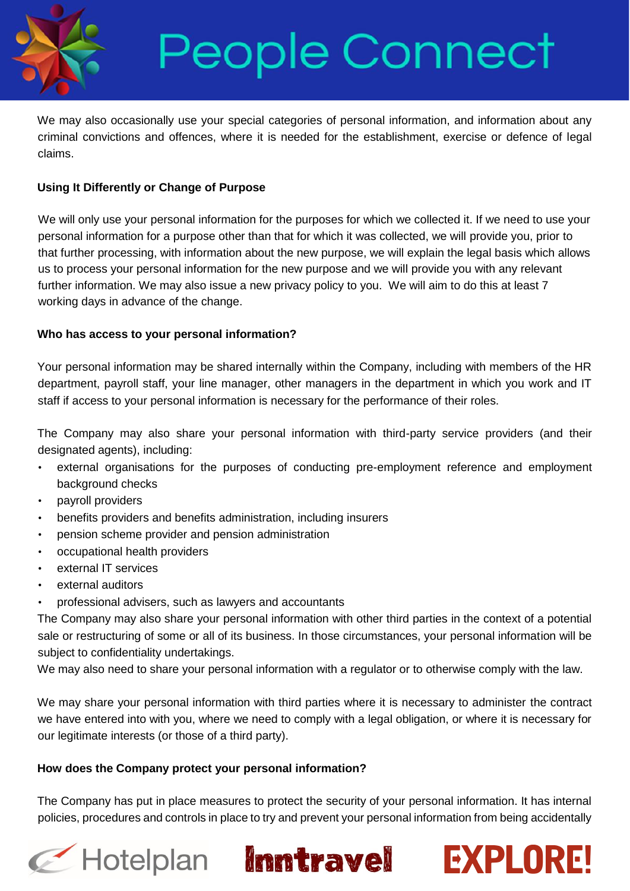We may also occasionally use your special categories of personal information, and information about any criminal convictions and offences, where it is needed for the establishment, exercise or defence of legal claims.

**Using It Differently or Change of Purpose**

We will only use your personal information for the purposes for which we collected it. If we need to use your personal information for a purpose other than that for which it was collected, we will provide you, prior to that further processing, with information about the new purpose, we will explain the legal basis which allows us to process your personal information for the new purpose and we will provide you with any relevant further information. We may also issue a new privacy policy to you. We will aim to do this at least 7 working days in advance of the change.

**Who has access to your personal information?**

Your personal information may be shared internally within the Company, including with members of the HR department, payroll staff, your line manager, other managers in the department in which you work and IT staff if access to your personal information is necessary for the performance of their roles.

The Company may also share your personal information with third-party service providers (and their designated agents), including:

- external organisations for the purposes of conducting pre-employment reference and employment background checks
- payroll providers
- benefits providers and benefits administration, including insurers
- pension scheme provider and pension administration
- occupational health providers
- external IT services
- external auditors
- professional advisers, such as lawyers and accountants

The Company may also share your personal information with other third parties in the context of a potential sale or restructuring of some or all of its business. In those circumstances, your personal information will be subject to confidentiality undertakings.

We may also need to share your personal information with a regulator or to otherwise comply with the law.

We may share your personal information with third parties where it is necessary to administer the contract we have entered into with you, where we need to comply with a legal obligation, or where it is necessary for our legitimate interests (or those of a third party).

**How does the Company protect your personal information?**

The Company has put in place measures to protect the security of your personal information. It has internal policies, procedures and controls in place to try and prevent your personal information from being accidentally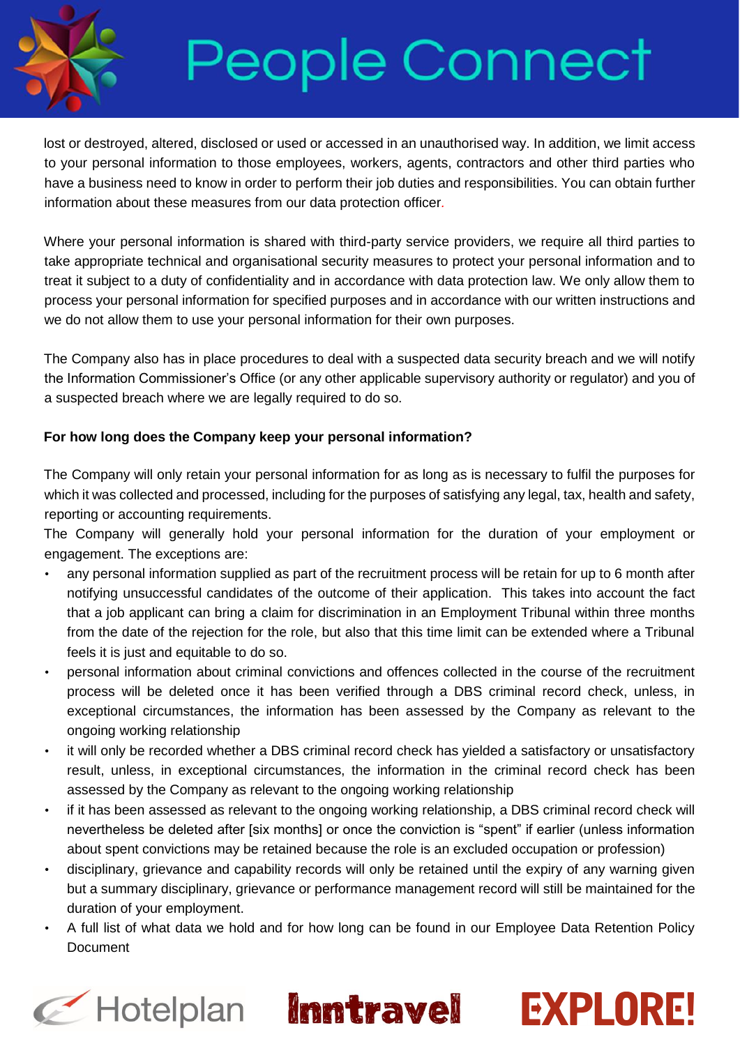lost or destroyed, altered, disclosed or used or accessed in an unauthorised way. In addition, we limit access to your personal information to those employees, workers, agents, contractors and other third parties who have a business need to know in order to perform their job duties and responsibilities. You can obtain further information about these measures from our data protection officer.

Where your personal information is shared with third-party service providers, we require all third parties to take appropriate technical and organisational security measures to protect your personal information and to treat it subject to a duty of confidentiality and in accordance with data protection law. We only allow them to process your personal information for specified purposes and in accordance with our written instructions and we do not allow them to use your personal information for their own purposes.

The Company also has in place procedures to deal with a suspected data security breach and we will notify the Information Commissioner's Office (or any other applicable supervisory authority or regulator) and you of a suspected breach where we are legally required to do so.

**For how long does the Company keep your personal information?**

The Company will only retain your personal information for as long as is necessary to fulfil the purposes for which it was collected and processed, including for the purposes of satisfying any legal, tax, health and safety, reporting or accounting requirements.

The Company will generally hold your personal information for the duration of your employment or engagement. The exceptions are:

- any personal information supplied as part of the recruitment process will be retain for up to 6 month after notifying unsuccessful candidates of the outcome of their application. This takes into account the fact that a job applicant can bring a claim for discrimination in an Employment Tribunal within three months from the date of the rejection for the role, but also that this time limit can be extended where a Tribunal feels it is just and equitable to do so.
- personal information about criminal convictions and offences collected in the course of the recruitment process will be deleted once it has been verified through a DBS criminal record check, unless, in exceptional circumstances, the information has been assessed by the Company as relevant to the ongoing working relationship
- it will only be recorded whether a DBS criminal record check has yielded a satisfactory or unsatisfactory result, unless, in exceptional circumstances, the information in the criminal record check has been assessed by the Company as relevant to the ongoing working relationship
- if it has been assessed as relevant to the ongoing working relationship, a DBS criminal record check will nevertheless be deleted after [six months] or once the conviction is "spent" if earlier (unless information about spent convictions may be retained because the role is an excluded occupation or profession)
- disciplinary, grievance and capability records will only be retained until the expiry of any warning given but a summary disciplinary, grievance or performance management record will still be maintained for the duration of your employment.
- A full list of what data we hold and for how long can be found in our Employee Data Retention Policy Document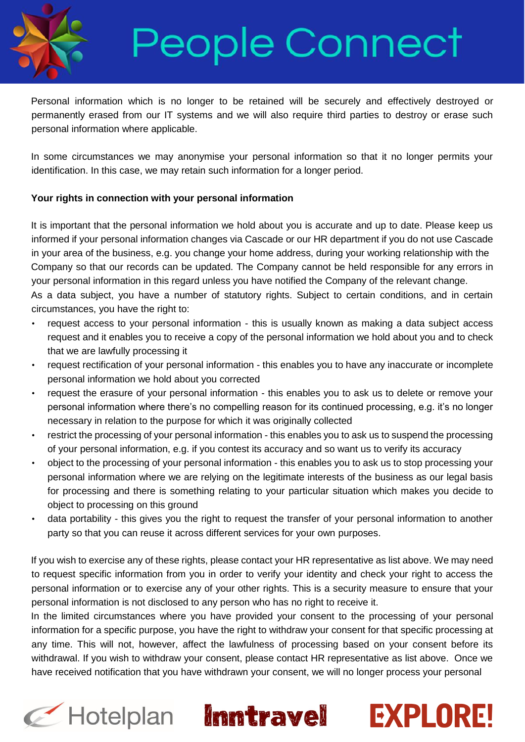Personal information which is no longer to be retained will be securely and effectively destroyed or permanently erased from our IT systems and we will also require third parties to destroy or erase such personal information where applicable.

In some circumstances we may anonymise your personal information so that it no longer permits your identification. In this case, we may retain such information for a longer period.

**Your rights in connection with your personal information**

It is important that the personal information we hold about you is accurate and up to date. Please keep us informed if your personal information changes via Cascade or our HR department if you do not use Cascade in your area of the business, e.g. you change your home address, during your working relationship with the Company so that our records can be updated. The Company cannot be held responsible for any errors in your personal information in this regard unless you have notified the Company of the relevant change.
As a data subject, you have a number of statutory rights. Subject to certain conditions, and in certain circumstances, you have the right to:

- request access to your personal information - this is usually known as making a data subject access request and it enables you to receive a copy of the personal information we hold about you and to check that we are lawfully processing it
- request rectification of your personal information - this enables you to have any inaccurate or incomplete personal information we hold about you corrected
- request the erasure of your personal information - this enables you to ask us to delete or remove your personal information where there's no compelling reason for its continued processing, e.g. it's no longer necessary in relation to the purpose for which it was originally collected
- restrict the processing of your personal information - this enables you to ask us to suspend the processing of your personal information, e.g. if you contest its accuracy and so want us to verify its accuracy
- object to the processing of your personal information - this enables you to ask us to stop processing your personal information where we are relying on the legitimate interests of the business as our legal basis for processing and there is something relating to your particular situation which makes you decide to object to processing on this ground
- data portability - this gives you the right to request the transfer of your personal information to another party so that you can reuse it across different services for your own purposes.

If you wish to exercise any of these rights, please contact your HR representative as list above. We may need to request specific information from you in order to verify your identity and check your right to access the personal information or to exercise any of your other rights. This is a security measure to ensure that your personal information is not disclosed to any person who has no right to receive it.
In the limited circumstances where you have provided your consent to the processing of your personal information for a specific purpose, you have the right to withdraw your consent for that specific processing at any time. This will not, however, affect the lawfulness of processing based on your consent before its withdrawal. If you wish to withdraw your consent, please contact HR representative as list above. Once we have received notification that you have withdrawn your consent, we will no longer process your personal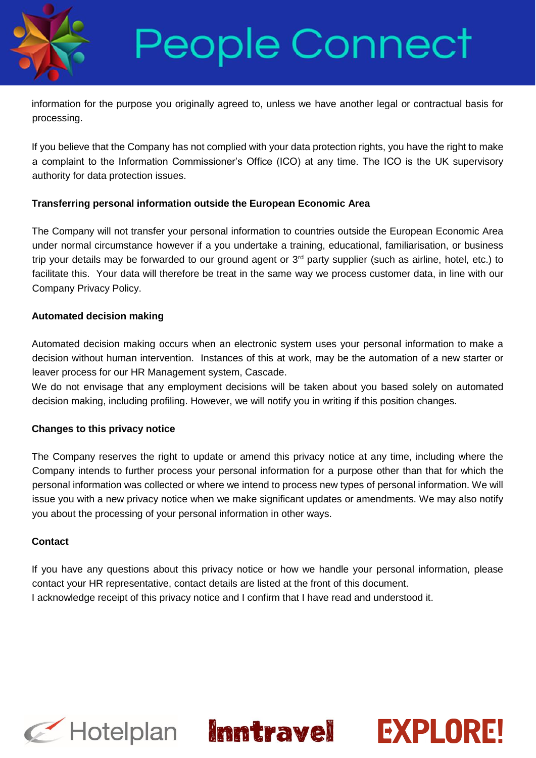information for the purpose you originally agreed to, unless we have another legal or contractual basis for processing.

If you believe that the Company has not complied with your data protection rights, you have the right to make a complaint to the Information Commissioner's Office (ICO) at any time. The ICO is the UK supervisory authority for data protection issues.

**Transferring personal information outside the European Economic Area**

The Company will not transfer your personal information to countries outside the European Economic Area under normal circumstance however if a you undertake a training, educational, familiarisation, or business trip your details may be forwarded to our ground agent or 3rd party supplier (such as airline, hotel, etc.) to facilitate this. Your data will therefore be treat in the same way we process customer data, in line with our Company Privacy Policy.

**Automated decision making**

Automated decision making occurs when an electronic system uses your personal information to make a decision without human intervention. Instances of this at work, may be the automation of a new starter or leaver process for our HR Management system, Cascade.

We do not envisage that any employment decisions will be taken about you based solely on automated decision making, including profiling. However, we will notify you in writing if this position changes.

**Changes to this privacy notice**

The Company reserves the right to update or amend this privacy notice at any time, including where the Company intends to further process your personal information for a purpose other than that for which the personal information was collected or where we intend to process new types of personal information. We will issue you with a new privacy notice when we make significant updates or amendments. We may also notify you about the processing of your personal information in other ways.

**Contact**

If you have any questions about this privacy notice or how we handle your personal information, please contact your HR representative, contact details are listed at the front of this document.

I acknowledge receipt of this privacy notice and I confirm that I have read and understood it.